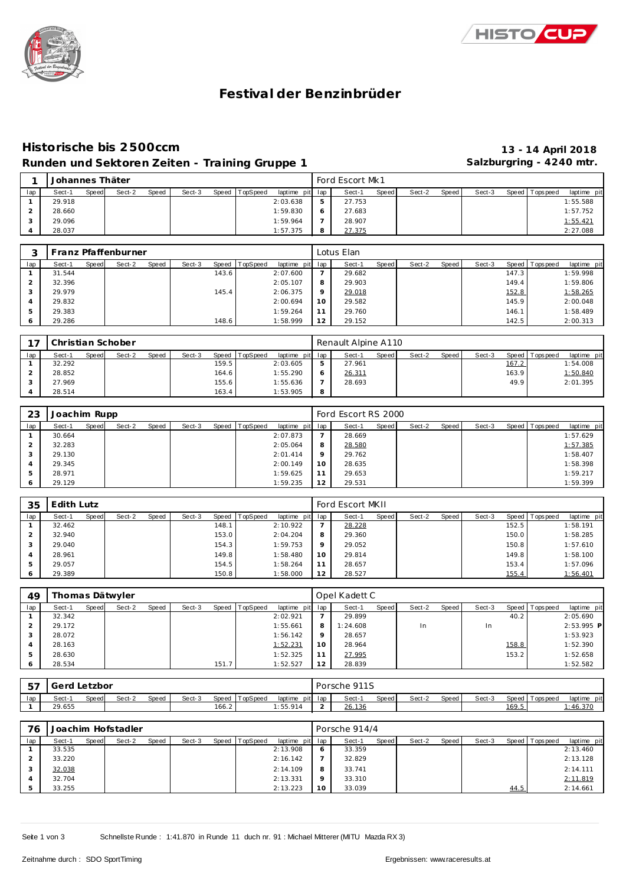# Festival der Benzinbrüder

## Historische bis 2500ccm

**Runden und Sektoren Zeiten - Training Gruppe 1**

**13 - 14 April 2018**
**Salzburgring - 4240 mtr.**

| 1 | Johannes Thäter | | | | | | | | Ford Escort Mk1 | | | | | | | | |
|---|---|---|---|---|---|---|---|---|---|---|---|---|---|---|---|---|---|
| lap | Sect-1 | Speed | Sect-2 | Speed | Sect-3 | Speed | TopSpeed | laptime pit | lap | Sect-1 | Speed | Sect-2 | Speed | Sect-3 | Speed | Topspeed | laptime pit |
| 1 | 29.918 | | | | | | | 2:03.638 | 5 | 27.753 | | | | | | | 1:55.588 |
| 2 | 28.660 | | | | | | | 1:59.830 | 6 | 27.683 | | | | | | | 1:57.752 |
| 3 | 29.096 | | | | | | | 1:59.964 | 7 | 28.907 | | | | | | | 1:55.421 |
| 4 | 28.037 | | | | | | | 1:57.375 | 8 | 27.375 | | | | | | | 2:27.088 |

| 3 | Franz Pfaffenburner | | | | | | | | Lotus Elan | | | | | | | | |
|---|---|---|---|---|---|---|---|---|---|---|---|---|---|---|---|---|---|
| lap | Sect-1 | Speed | Sect-2 | Speed | Sect-3 | Speed | TopSpeed | laptime pit | lap | Sect-1 | Speed | Sect-2 | Speed | Sect-3 | Speed | Topspeed | laptime pit |
| 1 | 31.544 | | | | | 143.6 | | 2:07.600 | 7 | 29.682 | | | | | 147.3 | | 1:59.998 |
| 2 | 32.396 | | | | | | | 2:05.107 | 8 | 29.903 | | | | | 149.4 | | 1:59.806 |
| 3 | 29.979 | | | | | 145.4 | | 2:06.375 | 9 | 29.018 | | | | | 152.8 | | 1:58.265 |
| 4 | 29.832 | | | | | | | 2:00.694 | 10 | 29.582 | | | | | 145.9 | | 2:00.048 |
| 5 | 29.383 | | | | | | | 1:59.264 | 11 | 29.760 | | | | | 146.1 | | 1:58.489 |
| 6 | 29.286 | | | | | 148.6 | | 1:58.999 | 12 | 29.152 | | | | | 142.5 | | 2:00.313 |

| 17 | Christian Schober | | | | | | | | Renault Alpine A110 | | | | | | | | |
|---|---|---|---|---|---|---|---|---|---|---|---|---|---|---|---|---|---|
| lap | Sect-1 | Speed | Sect-2 | Speed | Sect-3 | Speed | TopSpeed | laptime pit | lap | Sect-1 | Speed | Sect-2 | Speed | Sect-3 | Speed | Topspeed | laptime pit |
| 1 | 32.292 | | | | | 159.5 | | 2:03.605 | 5 | 27.961 | | | | | 167.2 | | 1:54.008 |
| 2 | 28.852 | | | | | 164.6 | | 1:55.290 | 6 | 26.311 | | | | | 163.9 | | 1:50.840 |
| 3 | 27.969 | | | | | 155.6 | | 1:55.636 | 7 | 28.693 | | | | | 49.9 | | 2:01.395 |
| 4 | 28.514 | | | | | 163.4 | | 1:53.905 | 8 | | | | | | | | |

| 23 | Joachim Rupp | | | | | | | | Ford Escort RS 2000 | | | | | | | | |
|---|---|---|---|---|---|---|---|---|---|---|---|---|---|---|---|---|---|
| lap | Sect-1 | Speed | Sect-2 | Speed | Sect-3 | Speed | TopSpeed | laptime pit | lap | Sect-1 | Speed | Sect-2 | Speed | Sect-3 | Speed | Topspeed | laptime pit |
| 1 | 30.664 | | | | | | | 2:07.873 | 7 | 28.669 | | | | | | | 1:57.629 |
| 2 | 32.283 | | | | | | | 2:05.064 | 8 | 28.580 | | | | | | | 1:57.385 |
| 3 | 29.130 | | | | | | | 2:01.414 | 9 | 29.762 | | | | | | | 1:58.407 |
| 4 | 29.345 | | | | | | | 2:00.149 | 10 | 28.635 | | | | | | | 1:58.398 |
| 5 | 28.971 | | | | | | | 1:59.625 | 11 | 29.653 | | | | | | | 1:59.217 |
| 6 | 29.129 | | | | | | | 1:59.235 | 12 | 29.531 | | | | | | | 1:59.399 |

| 35 | Edith Lutz | | | | | | | | Ford Escort MKII | | | | | | | | |
|---|---|---|---|---|---|---|---|---|---|---|---|---|---|---|---|---|---|
| lap | Sect-1 | Speed | Sect-2 | Speed | Sect-3 | Speed | TopSpeed | laptime pit | lap | Sect-1 | Speed | Sect-2 | Speed | Sect-3 | Speed | Topspeed | laptime pit |
| 1 | 32.462 | | | | | 148.1 | | 2:10.922 | 7 | 28.228 | | | | | 152.5 | | 1:58.191 |
| 2 | 32.940 | | | | | 153.0 | | 2:04.204 | 8 | 29.360 | | | | | 150.0 | | 1:58.285 |
| 3 | 29.040 | | | | | 154.3 | | 1:59.753 | 9 | 29.052 | | | | | 150.8 | | 1:57.610 |
| 4 | 28.961 | | | | | 149.8 | | 1:58.480 | 10 | 29.814 | | | | | 149.8 | | 1:58.100 |
| 5 | 29.057 | | | | | 154.5 | | 1:58.264 | 11 | 28.657 | | | | | 153.4 | | 1:57.096 |
| 6 | 29.389 | | | | | 150.8 | | 1:58.000 | 12 | 28.527 | | | | | 155.4 | | 1:56.401 |

| 49 | Thomas Dätwyler | | | | | | | | Opel Kadett C | | | | | | | | |
|---|---|---|---|---|---|---|---|---|---|---|---|---|---|---|---|---|---|
| lap | Sect-1 | Speed | Sect-2 | Speed | Sect-3 | Speed | TopSpeed | laptime pit | lap | Sect-1 | Speed | Sect-2 | Speed | Sect-3 | Speed | Topspeed | laptime pit |
| 1 | 32.342 | | | | | | | 2:02.921 | 7 | 29.899 | | | | | 40.2 | | 2:05.690 |
| 2 | 29.172 | | | | | | | 1:55.661 | 8 | 1:24.608 | | In | | In | | | 2:53.995 P |
| 3 | 28.072 | | | | | | | 1:56.142 | 9 | 28.657 | | | | | | | 1:53.923 |
| 4 | 28.163 | | | | | | | 1:52.231 | 10 | 28.964 | | | | | 158.8 | | 1:52.390 |
| 5 | 28.630 | | | | | | | 1:52.325 | 11 | 27.995 | | | | | 153.2 | | 1:52.658 |
| 6 | 28.534 | | | | | 151.7 | | 1:52.527 | 12 | 28.839 | | | | | | | 1:52.582 |

| 57 | Gerd Letzbor | | | | | | | | Porsche 911S | | | | | | | | |
|---|---|---|---|---|---|---|---|---|---|---|---|---|---|---|---|---|---|
| lap | Sect-1 | Speed | Sect-2 | Speed | Sect-3 | Speed | TopSpeed | laptime pit | lap | Sect-1 | Speed | Sect-2 | Speed | Sect-3 | Speed | Topspeed | laptime pit |
| 1 | 29.655 | | | | | 166.2 | | 1:55.914 | 2 | 26.136 | | | | | 169.5 | | 1:46.370 |

| 76 | Joachim Hofstadler | | | | | | | | Porsche 914/4 | | | | | | | | |
|---|---|---|---|---|---|---|---|---|---|---|---|---|---|---|---|---|---|
| lap | Sect-1 | Speed | Sect-2 | Speed | Sect-3 | Speed | TopSpeed | laptime pit | lap | Sect-1 | Speed | Sect-2 | Speed | Sect-3 | Speed | Topspeed | laptime pit |
| 1 | 33.535 | | | | | | | 2:13.908 | 6 | 33.359 | | | | | | | 2:13.460 |
| 2 | 33.220 | | | | | | | 2:16.142 | 7 | 32.829 | | | | | | | 2:13.128 |
| 3 | 32.038 | | | | | | | 2:14.109 | 8 | 33.741 | | | | | | | 2:14.111 |
| 4 | 32.704 | | | | | | | 2:13.331 | 9 | 33.310 | | | | | | | 2:11.819 |
| 5 | 33.255 | | | | | | | 2:13.223 | 10 | 33.039 | | | | | 44.5 | | 2:14.661 |

Schnellste Runde : 1:41.870 in Runde 11 duch nr. 91 : Michael Mitterer (MITU Mazda RX3)

Zeitnahme durch : SDO SportTiming

Ergebnissen: www.raceresults.at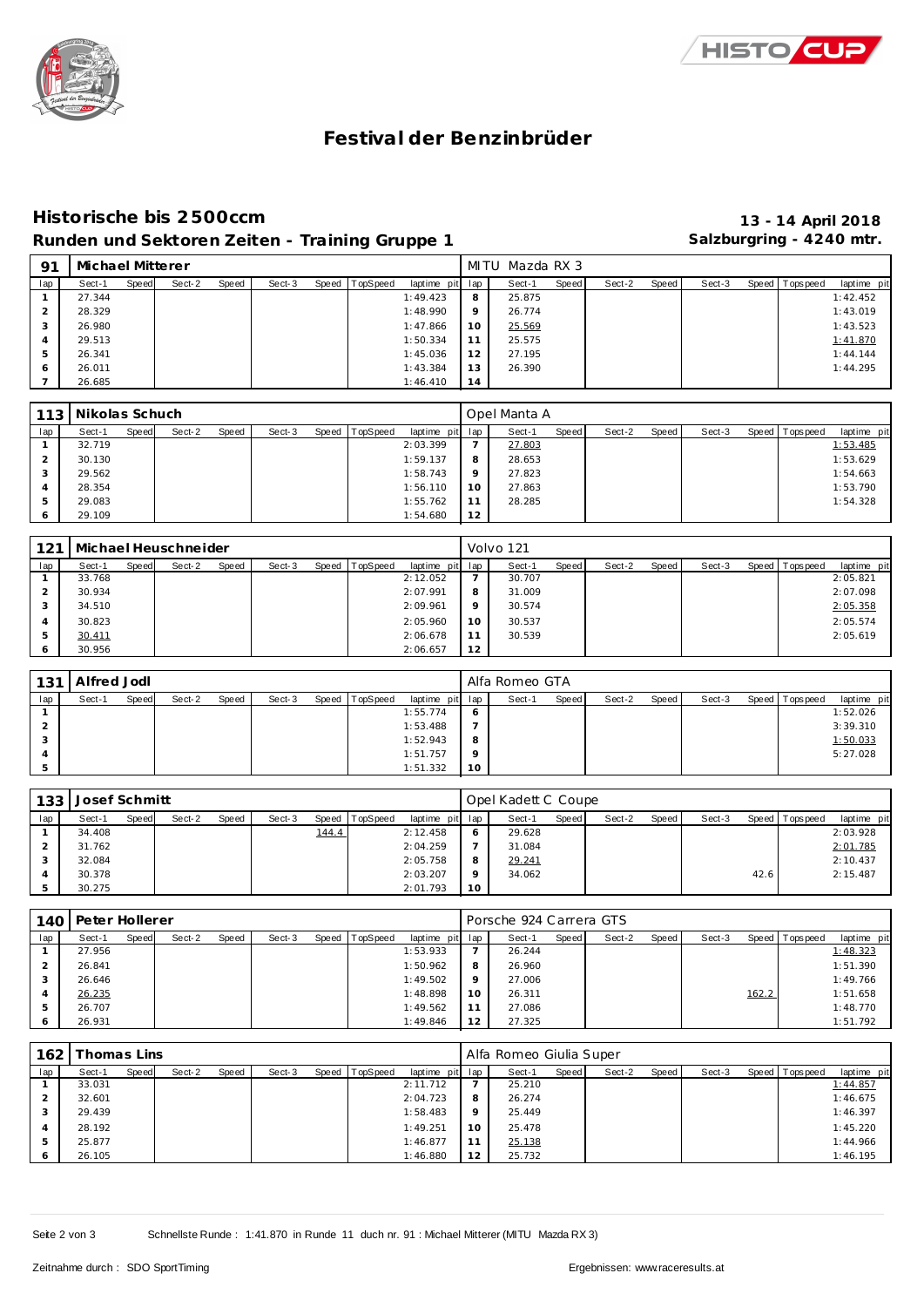# Festival der Benzinbrüder

## Historische bis 2500ccm

**Runden und Sektoren Zeiten - Training Gruppe 1**

**13 - 14 April 2018**
**Salzburgring - 4240 mtr.**

| 91 | Michael Mitterer | | | | | | | | MITU Mazda RX 3 | | | | | | | | |
|---|---|---|---|---|---|---|---|---|---|---|---|---|---|---|---|---|---|
| lap | Sect-1 | Speed | Sect-2 | Speed | Sect-3 | Speed | TopSpeed | laptime pit | lap | Sect-1 | Speed | Sect-2 | Speed | Sect-3 | Speed | Topspeed | laptime pit |
| 1 | 27.344 | | | | | | | 1:49.423 | 8 | 25.875 | | | | | | | 1:42.452 |
| 2 | 28.329 | | | | | | | 1:48.990 | 9 | 26.774 | | | | | | | 1:43.019 |
| 3 | 26.980 | | | | | | | 1:47.866 | 10 | 25.569 | | | | | | | 1:43.523 |
| 4 | 29.513 | | | | | | | 1:50.334 | 11 | 25.575 | | | | | | | 1:41.870 |
| 5 | 26.341 | | | | | | | 1:45.036 | 12 | 27.195 | | | | | | | 1:44.144 |
| 6 | 26.011 | | | | | | | 1:43.384 | 13 | 26.390 | | | | | | | 1:44.295 |
| 7 | 26.685 | | | | | | | 1:46.410 | 14 | | | | | | | | |

| 113 | Nikolas Schuch | | | | | | | | Opel Manta A | | | | | | | | |
|---|---|---|---|---|---|---|---|---|---|---|---|---|---|---|---|---|---|
| lap | Sect-1 | Speed | Sect-2 | Speed | Sect-3 | Speed | TopSpeed | laptime pit | lap | Sect-1 | Speed | Sect-2 | Speed | Sect-3 | Speed | Topspeed | laptime pit |
| 1 | 32.719 | | | | | | | 2:03.399 | 7 | 27.803 | | | | | | | 1:53.485 |
| 2 | 30.130 | | | | | | | 1:59.137 | 8 | 28.653 | | | | | | | 1:53.629 |
| 3 | 29.562 | | | | | | | 1:58.743 | 9 | 27.823 | | | | | | | 1:54.663 |
| 4 | 28.354 | | | | | | | 1:56.110 | 10 | 27.863 | | | | | | | 1:53.790 |
| 5 | 29.083 | | | | | | | 1:55.762 | 11 | 28.285 | | | | | | | 1:54.328 |
| 6 | 29.109 | | | | | | | 1:54.680 | 12 | | | | | | | | |

| 121 | Michael Heuschneider | | | | | | | | Volvo 121 | | | | | | | | |
|---|---|---|---|---|---|---|---|---|---|---|---|---|---|---|---|---|---|
| lap | Sect-1 | Speed | Sect-2 | Speed | Sect-3 | Speed | TopSpeed | laptime pit | lap | Sect-1 | Speed | Sect-2 | Speed | Sect-3 | Speed | Topspeed | laptime pit |
| 1 | 33.768 | | | | | | | 2:12.052 | 7 | 30.707 | | | | | | | 2:05.821 |
| 2 | 30.934 | | | | | | | 2:07.991 | 8 | 31.009 | | | | | | | 2:07.098 |
| 3 | 34.510 | | | | | | | 2:09.961 | 9 | 30.574 | | | | | | | 2:05.358 |
| 4 | 30.823 | | | | | | | 2:05.960 | 10 | 30.537 | | | | | | | 2:05.574 |
| 5 | 30.411 | | | | | | | 2:06.678 | 11 | 30.539 | | | | | | | 2:05.619 |
| 6 | 30.956 | | | | | | | 2:06.657 | 12 | | | | | | | | |

| 131 | Alfred Jodl | | | | | | | | Alfa Romeo GTA | | | | | | | | |
|---|---|---|---|---|---|---|---|---|---|---|---|---|---|---|---|---|---|
| lap | Sect-1 | Speed | Sect-2 | Speed | Sect-3 | Speed | TopSpeed | laptime pit | lap | Sect-1 | Speed | Sect-2 | Speed | Sect-3 | Speed | Topspeed | laptime pit |
| 1 | | | | | | | | 1:55.774 | 6 | | | | | | | | 1:52.026 |
| 2 | | | | | | | | 1:53.488 | 7 | | | | | | | | 3:39.310 |
| 3 | | | | | | | | 1:52.943 | 8 | | | | | | | | 1:50.033 |
| 4 | | | | | | | | 1:51.757 | 9 | | | | | | | | 5:27.028 |
| 5 | | | | | | | | 1:51.332 | 10 | | | | | | | | |

| 133 | Josef Schmitt | | | | | | | | Opel Kadett C Coupe | | | | | | | | |
|---|---|---|---|---|---|---|---|---|---|---|---|---|---|---|---|---|---|
| lap | Sect-1 | Speed | Sect-2 | Speed | Sect-3 | Speed | TopSpeed | laptime pit | lap | Sect-1 | Speed | Sect-2 | Speed | Sect-3 | Speed | Topspeed | laptime pit |
| 1 | 34.408 | | | | | 144.4 | | 2:12.458 | 6 | 29.628 | | | | | | | 2:03.928 |
| 2 | 31.762 | | | | | | | 2:04.259 | 7 | 31.084 | | | | | | | 2:01.785 |
| 3 | 32.084 | | | | | | | 2:05.758 | 8 | 29.241 | | | | | | | 2:10.437 |
| 4 | 30.378 | | | | | | | 2:03.207 | 9 | 34.062 | | | | | 42.6 | | 2:15.487 |
| 5 | 30.275 | | | | | | | 2:01.793 | 10 | | | | | | | | |

| 140 | Peter Hollerer | | | | | | | | Porsche 924 Carrera GTS | | | | | | | | |
|---|---|---|---|---|---|---|---|---|---|---|---|---|---|---|---|---|---|
| lap | Sect-1 | Speed | Sect-2 | Speed | Sect-3 | Speed | TopSpeed | laptime pit | lap | Sect-1 | Speed | Sect-2 | Speed | Sect-3 | Speed | Topspeed | laptime pit |
| 1 | 27.956 | | | | | | | 1:53.933 | 7 | 26.244 | | | | | | | 1:48.323 |
| 2 | 26.841 | | | | | | | 1:50.962 | 8 | 26.960 | | | | | | | 1:51.390 |
| 3 | 26.646 | | | | | | | 1:49.502 | 9 | 27.006 | | | | | | | 1:49.766 |
| 4 | 26.235 | | | | | | | 1:48.898 | 10 | 26.311 | | | | | 162.2 | | 1:51.658 |
| 5 | 26.707 | | | | | | | 1:49.562 | 11 | 27.086 | | | | | | | 1:48.770 |
| 6 | 26.931 | | | | | | | 1:49.846 | 12 | 27.325 | | | | | | | 1:51.792 |

| 162 | Thomas Lins | | | | | | | | Alfa Romeo Giulia Super | | | | | | | | |
|---|---|---|---|---|---|---|---|---|---|---|---|---|---|---|---|---|---|
| lap | Sect-1 | Speed | Sect-2 | Speed | Sect-3 | Speed | TopSpeed | laptime pit | lap | Sect-1 | Speed | Sect-2 | Speed | Sect-3 | Speed | Topspeed | laptime pit |
| 1 | 33.031 | | | | | | | 2:11.712 | 7 | 25.210 | | | | | | | 1:44.857 |
| 2 | 32.601 | | | | | | | 2:04.723 | 8 | 26.274 | | | | | | | 1:46.675 |
| 3 | 29.439 | | | | | | | 1:58.483 | 9 | 25.449 | | | | | | | 1:46.397 |
| 4 | 28.192 | | | | | | | 1:49.251 | 10 | 25.478 | | | | | | | 1:45.220 |
| 5 | 25.877 | | | | | | | 1:46.877 | 11 | 25.138 | | | | | | | 1:44.966 |
| 6 | 26.105 | | | | | | | 1:46.880 | 12 | 25.732 | | | | | | | 1:46.195 |

Schnellste Runde : 1:41.870 in Runde 11 duch nr. 91 : Michael Mitterer (MITU Mazda RX 3)

Zeitnahme durch : SDO SportTiming

Ergebnissen: www.raceresults.at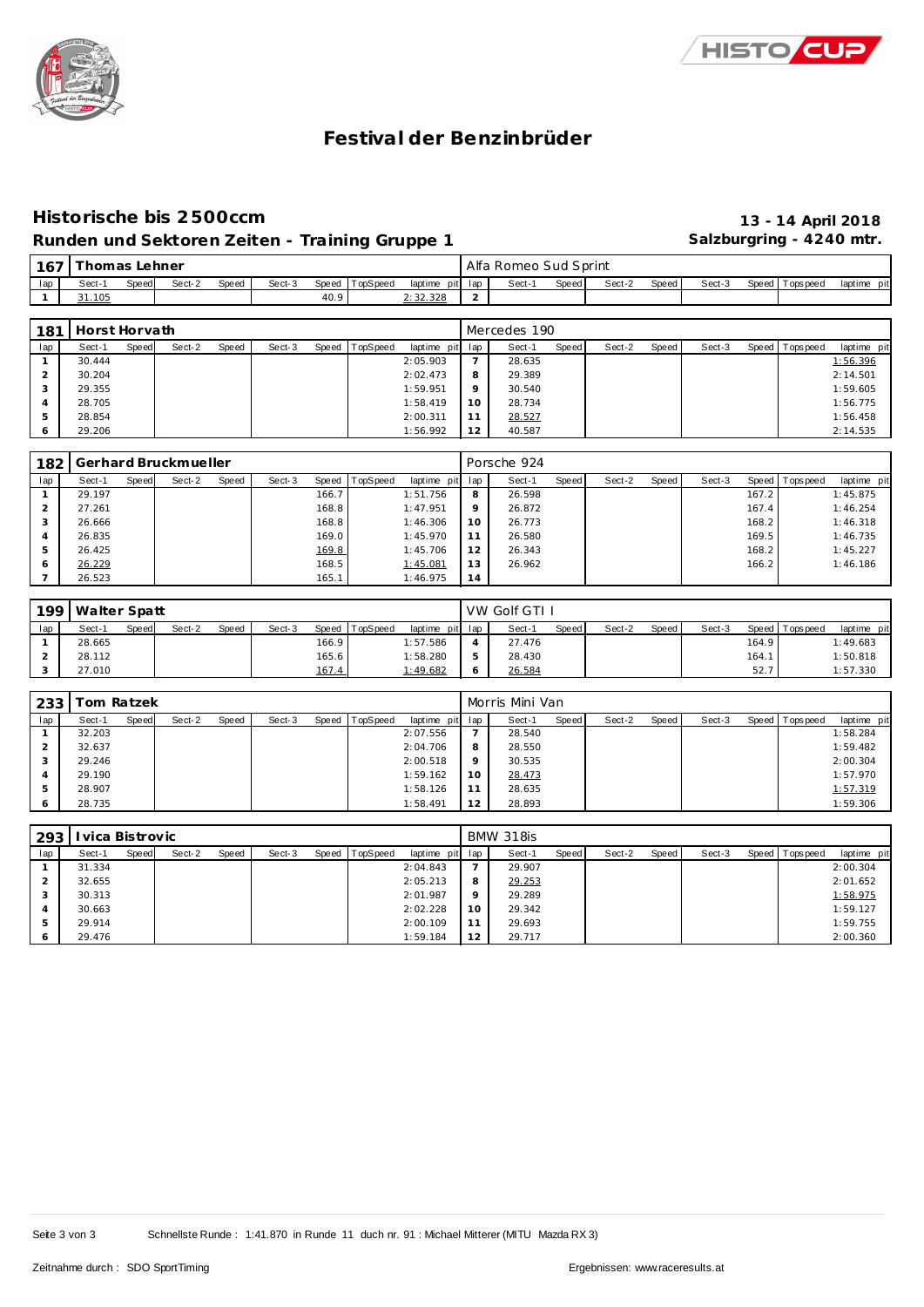# Festival der Benzinbrüder

## Historische bis 2500ccm

**Runden und Sektoren Zeiten - Training Gruppe 1**

**13 - 14 April 2018**
**Salzburgring - 4240 mtr.**

| 167 | Thomas Lehner | | | | | | | | Alfa Romeo Sud Sprint | | | | | | | |
|---|---|---|---|---|---|---|---|---|---|---|---|---|---|---|---|---|
| lap | Sect-1 | Speed | Sect-2 | Speed | Sect-3 | Speed | TopSpeed | laptime pit | lap | Sect-1 | Speed | Sect-2 | Speed | Sect-3 | Speed | Topspeed | laptime pit |
| 1 | 31.105 | | | | | 40.9 | | 2:32.328 | 2 | | | | | | | | |

| 181 | Horst Horvath | | | | | | | | Mercedes 190 | | | | | | | | |
|---|---|---|---|---|---|---|---|---|---|---|---|---|---|---|---|---|---|
| lap | Sect-1 | Speed | Sect-2 | Speed | Sect-3 | Speed | TopSpeed | laptime pit | lap | Sect-1 | Speed | Sect-2 | Speed | Sect-3 | Speed | Topspeed | laptime pit |
| 1 | 30.444 | | | | | | | 2:05.903 | 7 | 28.635 | | | | | | | 1:56.396 |
| 2 | 30.204 | | | | | | | 2:02.473 | 8 | 29.389 | | | | | | | 2:14.501 |
| 3 | 29.355 | | | | | | | 1:59.951 | 9 | 30.540 | | | | | | | 1:59.605 |
| 4 | 28.705 | | | | | | | 1:58.419 | 10 | 28.734 | | | | | | | 1:56.775 |
| 5 | 28.854 | | | | | | | 2:00.311 | 11 | 28.527 | | | | | | | 1:56.458 |
| 6 | 29.206 | | | | | | | 1:56.992 | 12 | 40.587 | | | | | | | 2:14.535 |

| 182 | Gerhard Bruckmueller | | | | | | | | Porsche 924 | | | | | | | | |
|---|---|---|---|---|---|---|---|---|---|---|---|---|---|---|---|---|---|
| lap | Sect-1 | Speed | Sect-2 | Speed | Sect-3 | Speed | TopSpeed | laptime pit | lap | Sect-1 | Speed | Sect-2 | Speed | Sect-3 | Speed | Topspeed | laptime pit |
| 1 | 29.197 | | | | | 166.7 | | 1:51.756 | 8 | 26.598 | | | | | 167.2 | | 1:45.875 |
| 2 | 27.261 | | | | | 168.8 | | 1:47.951 | 9 | 26.872 | | | | | 167.4 | | 1:46.254 |
| 3 | 26.666 | | | | | 168.8 | | 1:46.306 | 10 | 26.773 | | | | | 168.2 | | 1:46.318 |
| 4 | 26.835 | | | | | 169.0 | | 1:45.970 | 11 | 26.580 | | | | | 169.5 | | 1:46.735 |
| 5 | 26.425 | | | | | 169.8 | | 1:45.706 | 12 | 26.343 | | | | | 168.2 | | 1:45.227 |
| 6 | 26.229 | | | | | 168.5 | | 1:45.081 | 13 | 26.962 | | | | | 166.2 | | 1:46.186 |
| 7 | 26.523 | | | | | 165.1 | | 1:46.975 | 14 | | | | | | | | |

| 199 | Walter Spatt | | | | | | | | VW Golf GTI I | | | | | | | | |
|---|---|---|---|---|---|---|---|---|---|---|---|---|---|---|---|---|---|
| lap | Sect-1 | Speed | Sect-2 | Speed | Sect-3 | Speed | TopSpeed | laptime pit | lap | Sect-1 | Speed | Sect-2 | Speed | Sect-3 | Speed | Topspeed | laptime pit |
| 1 | 28.665 | | | | | 166.9 | | 1:57.586 | 4 | 27.476 | | | | | 164.9 | | 1:49.683 |
| 2 | 28.112 | | | | | 165.6 | | 1:58.280 | 5 | 28.430 | | | | | 164.1 | | 1:50.818 |
| 3 | 27.010 | | | | | 167.4 | | 1:49.682 | 6 | 26.584 | | | | | 52.7 | | 1:57.330 |

| 233 | Tom Ratzek | | | | | | | | Morris Mini Van | | | | | | | | |
|---|---|---|---|---|---|---|---|---|---|---|---|---|---|---|---|---|---|
| lap | Sect-1 | Speed | Sect-2 | Speed | Sect-3 | Speed | TopSpeed | laptime pit | lap | Sect-1 | Speed | Sect-2 | Speed | Sect-3 | Speed | Topspeed | laptime pit |
| 1 | 32.203 | | | | | | | 2:07.556 | 7 | 28.540 | | | | | | | 1:58.284 |
| 2 | 32.637 | | | | | | | 2:04.706 | 8 | 28.550 | | | | | | | 1:59.482 |
| 3 | 29.246 | | | | | | | 2:00.518 | 9 | 30.535 | | | | | | | 2:00.304 |
| 4 | 29.190 | | | | | | | 1:59.162 | 10 | 28.473 | | | | | | | 1:57.970 |
| 5 | 28.907 | | | | | | | 1:58.126 | 11 | 28.635 | | | | | | | 1:57.319 |
| 6 | 28.735 | | | | | | | 1:58.491 | 12 | 28.893 | | | | | | | 1:59.306 |

| 293 | Ivica Bistrovic | | | | | | | | BMW 318is | | | | | | | | |
|---|---|---|---|---|---|---|---|---|---|---|---|---|---|---|---|---|---|
| lap | Sect-1 | Speed | Sect-2 | Speed | Sect-3 | Speed | TopSpeed | laptime pit | lap | Sect-1 | Speed | Sect-2 | Speed | Sect-3 | Speed | Topspeed | laptime pit |
| 1 | 31.334 | | | | | | | 2:04.843 | 7 | 29.907 | | | | | | | 2:00.304 |
| 2 | 32.655 | | | | | | | 2:05.213 | 8 | 29.253 | | | | | | | 2:01.652 |
| 3 | 30.313 | | | | | | | 2:01.987 | 9 | 29.289 | | | | | | | 1:58.975 |
| 4 | 30.663 | | | | | | | 2:02.228 | 10 | 29.342 | | | | | | | 1:59.127 |
| 5 | 29.914 | | | | | | | 2:00.109 | 11 | 29.693 | | | | | | | 1:59.755 |
| 6 | 29.476 | | | | | | | 1:59.184 | 12 | 29.717 | | | | | | | 2:00.360 |

Schnellste Runde : 1:41.870 in Runde 11 duch nr. 91 : Michael Mitterer (MITU Mazda RX3)

Zeitnahme durch : SDO SportTiming

Ergebnissen: www.raceresults.at